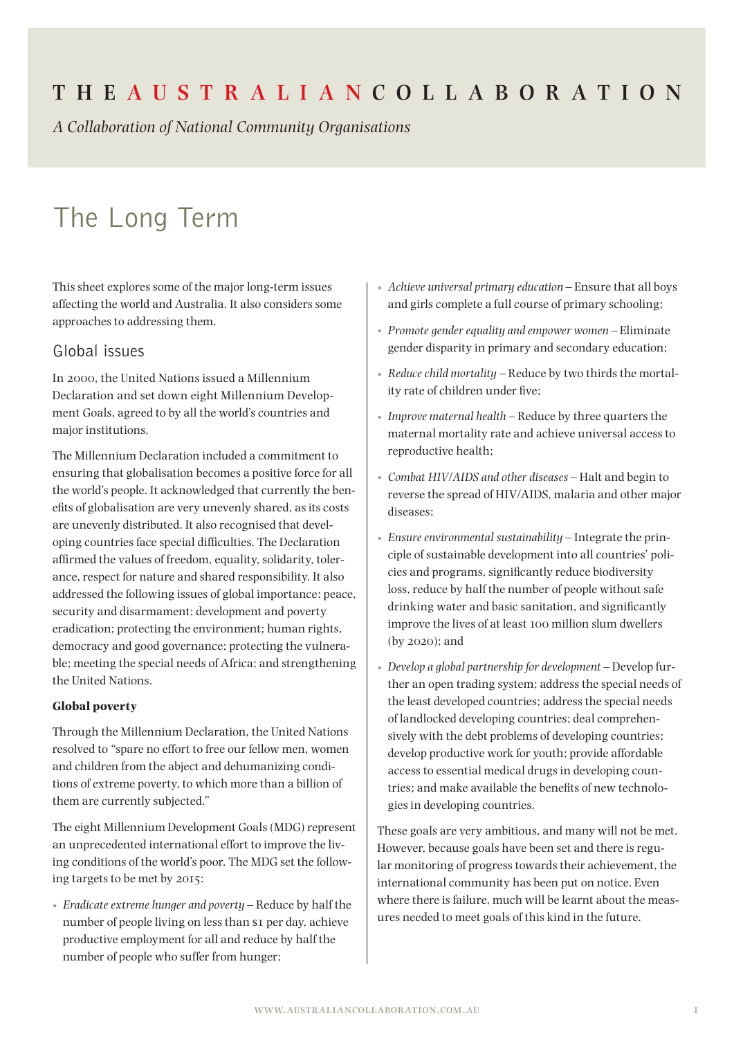THE AUSTRALIAN COLLABORATION

*A Collaboration of National Community Organisations*

# The Long Term

This sheet explores some of the major long-term issues affecting the world and Australia. It also considers some approaches to addressing them.

## Global issues

In 2000, the United Nations issued a Millennium Declaration and set down eight Millennium Development Goals, agreed to by all the world's countries and major institutions.

The Millennium Declaration included a commitment to ensuring that globalisation becomes a positive force for all the world's people. It acknowledged that currently the benefits of globalisation are very unevenly shared, as its costs are unevenly distributed. It also recognised that developing countries face special difficulties. The Declaration affirmed the values of freedom, equality, solidarity, tolerance, respect for nature and shared responsibility. It also addressed the following issues of global importance: peace, security and disarmament; development and poverty eradication; protecting the environment; human rights, democracy and good governance; protecting the vulnerable; meeting the special needs of Africa; and strengthening the United Nations.

### Global poverty

Through the Millennium Declaration, the United Nations resolved to "spare no effort to free our fellow men, women and children from the abject and dehumanizing conditions of extreme poverty, to which more than a billion of them are currently subjected."

The eight Millennium Development Goals (MDG) represent an unprecedented international effort to improve the living conditions of the world's poor. The MDG set the following targets to be met by 2015:

- *Eradicate extreme hunger and poverty* – Reduce by half the number of people living on less than $1 per day, achieve productive employment for all and reduce by half the number of people who suffer from hunger;
- *Achieve universal primary education* – Ensure that all boys and girls complete a full course of primary schooling;
- *Promote gender equality and empower women* – Eliminate gender disparity in primary and secondary education;
- *Reduce child mortality* – Reduce by two thirds the mortality rate of children under five;
- *Improve maternal health* – Reduce by three quarters the maternal mortality rate and achieve universal access to reproductive health;
- *Combat HIV/AIDS and other diseases* – Halt and begin to reverse the spread of HIV/AIDS, malaria and other major diseases;
- *Ensure environmental sustainability* – Integrate the principle of sustainable development into all countries' policies and programs, significantly reduce biodiversity loss, reduce by half the number of people without safe drinking water and basic sanitation, and significantly improve the lives of at least 100 million slum dwellers (by 2020); and
- *Develop a global partnership for development* – Develop further an open trading system; address the special needs of the least developed countries; address the special needs of landlocked developing countries; deal comprehensively with the debt problems of developing countries; develop productive work for youth; provide affordable access to essential medical drugs in developing countries; and make available the benefits of new technologies in developing countries.

These goals are very ambitious, and many will not be met. However, because goals have been set and there is regular monitoring of progress towards their achievement, the international community has been put on notice. Even where there is failure, much will be learnt about the measures needed to meet goals of this kind in the future.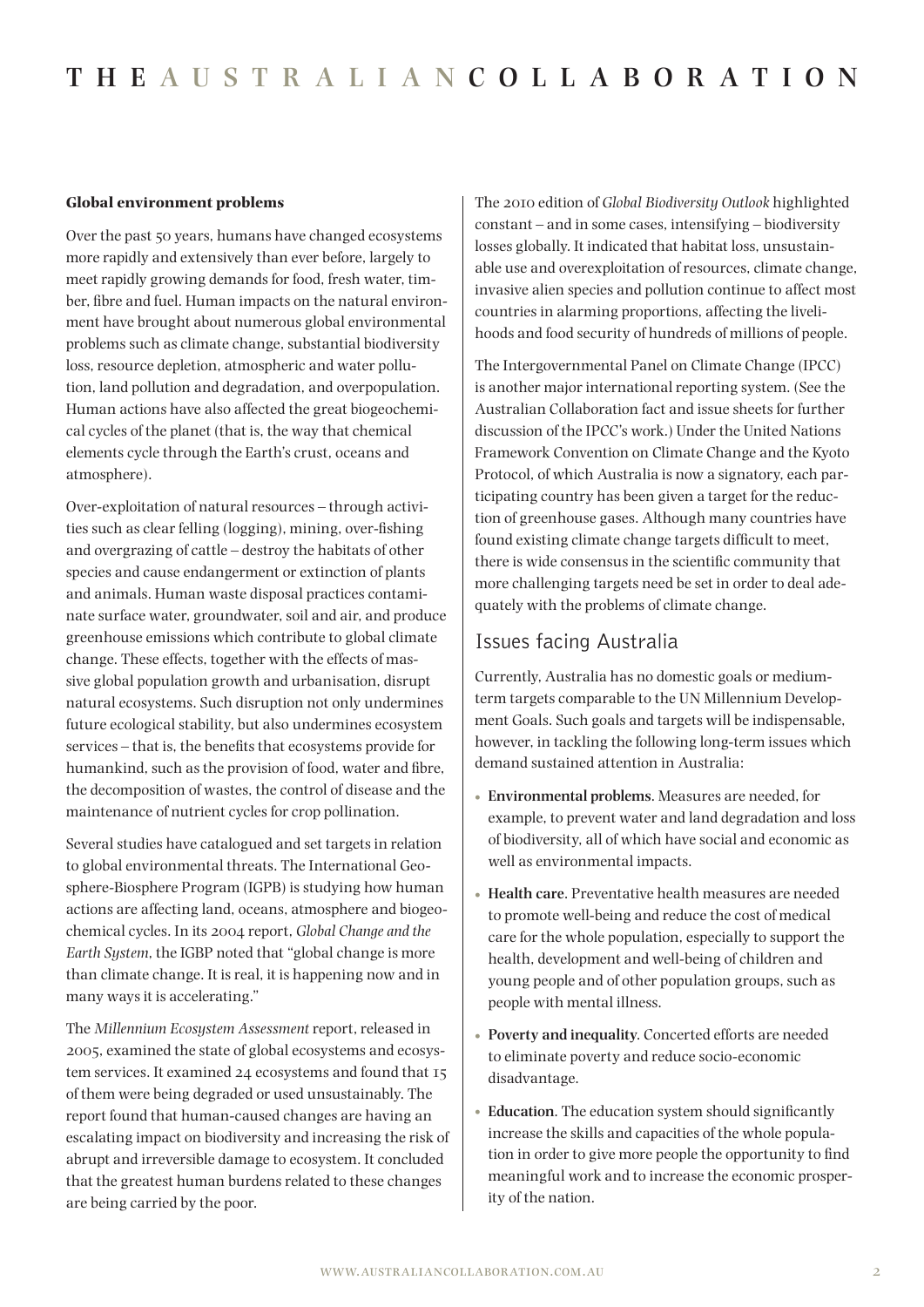**Global environment problems**

Over the past 50 years, humans have changed ecosystems more rapidly and extensively than ever before, largely to meet rapidly growing demands for food, fresh water, timber, fibre and fuel. Human impacts on the natural environment have brought about numerous global environmental problems such as climate change, substantial biodiversity loss, resource depletion, atmospheric and water pollution, land pollution and degradation, and overpopulation. Human actions have also affected the great biogeochemical cycles of the planet (that is, the way that chemical elements cycle through the Earth's crust, oceans and atmosphere).

Over-exploitation of natural resources – through activities such as clear felling (logging), mining, over-fishing and overgrazing of cattle – destroy the habitats of other species and cause endangerment or extinction of plants and animals. Human waste disposal practices contaminate surface water, groundwater, soil and air, and produce greenhouse emissions which contribute to global climate change. These effects, together with the effects of massive global population growth and urbanisation, disrupt natural ecosystems. Such disruption not only undermines future ecological stability, but also undermines ecosystem services – that is, the benefits that ecosystems provide for humankind, such as the provision of food, water and fibre, the decomposition of wastes, the control of disease and the maintenance of nutrient cycles for crop pollination.

Several studies have catalogued and set targets in relation to global environmental threats. The International Geosphere-Biosphere Program (IGPB) is studying how human actions are affecting land, oceans, atmosphere and biogeochemical cycles. In its 2004 report, *Global Change and the Earth System*, the IGBP noted that "global change is more than climate change. It is real, it is happening now and in many ways it is accelerating."

The *Millennium Ecosystem Assessment* report, released in 2005, examined the state of global ecosystems and ecosystem services. It examined 24 ecosystems and found that 15 of them were being degraded or used unsustainably. The report found that human-caused changes are having an escalating impact on biodiversity and increasing the risk of abrupt and irreversible damage to ecosystem. It concluded that the greatest human burdens related to these changes are being carried by the poor.

The 2010 edition of *Global Biodiversity Outlook* highlighted constant – and in some cases, intensifying – biodiversity losses globally. It indicated that habitat loss, unsustainable use and overexploitation of resources, climate change, invasive alien species and pollution continue to affect most countries in alarming proportions, affecting the livelihoods and food security of hundreds of millions of people.

The Intergovernmental Panel on Climate Change (IPCC) is another major international reporting system. (See the Australian Collaboration fact and issue sheets for further discussion of the IPCC's work.) Under the United Nations Framework Convention on Climate Change and the Kyoto Protocol, of which Australia is now a signatory, each participating country has been given a target for the reduction of greenhouse gases. Although many countries have found existing climate change targets difficult to meet, there is wide consensus in the scientific community that more challenging targets need be set in order to deal adequately with the problems of climate change.

## Issues facing Australia

Currently, Australia has no domestic goals or medium-term targets comparable to the UN Millennium Development Goals. Such goals and targets will be indispensable, however, in tackling the following long-term issues which demand sustained attention in Australia:

- **Environmental problems**. Measures are needed, for example, to prevent water and land degradation and loss of biodiversity, all of which have social and economic as well as environmental impacts.
- **Health care**. Preventative health measures are needed to promote well-being and reduce the cost of medical care for the whole population, especially to support the health, development and well-being of children and young people and of other population groups, such as people with mental illness.
- **Poverty and inequality**. Concerted efforts are needed to eliminate poverty and reduce socio-economic disadvantage.
- **Education**. The education system should significantly increase the skills and capacities of the whole population in order to give more people the opportunity to find meaningful work and to increase the economic prosperity of the nation.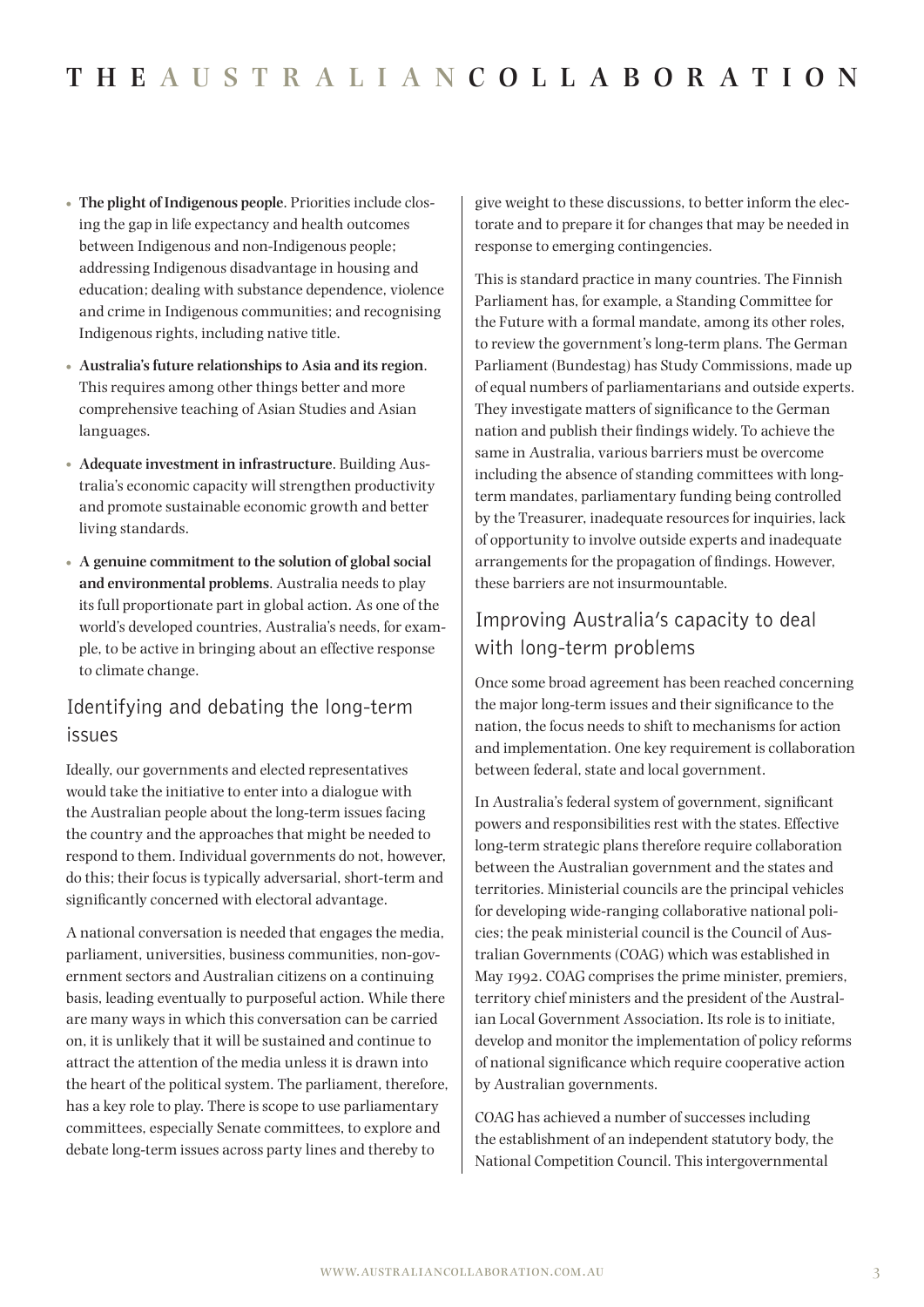- **The plight of Indigenous people**. Priorities include closing the gap in life expectancy and health outcomes between Indigenous and non-Indigenous people; addressing Indigenous disadvantage in housing and education; dealing with substance dependence, violence and crime in Indigenous communities; and recognising Indigenous rights, including native title.
- **Australia's future relationships to Asia and its region**. This requires among other things better and more comprehensive teaching of Asian Studies and Asian languages.
- **Adequate investment in infrastructure**. Building Australia's economic capacity will strengthen productivity and promote sustainable economic growth and better living standards.
- **A genuine commitment to the solution of global social and environmental problems**. Australia needs to play its full proportionate part in global action. As one of the world's developed countries, Australia's needs, for example, to be active in bringing about an effective response to climate change.

## Identifying and debating the long-term issues

Ideally, our governments and elected representatives would take the initiative to enter into a dialogue with the Australian people about the long-term issues facing the country and the approaches that might be needed to respond to them. Individual governments do not, however, do this; their focus is typically adversarial, short-term and significantly concerned with electoral advantage.

A national conversation is needed that engages the media, parliament, universities, business communities, non-government sectors and Australian citizens on a continuing basis, leading eventually to purposeful action. While there are many ways in which this conversation can be carried on, it is unlikely that it will be sustained and continue to attract the attention of the media unless it is drawn into the heart of the political system. The parliament, therefore, has a key role to play. There is scope to use parliamentary committees, especially Senate committees, to explore and debate long-term issues across party lines and thereby to give weight to these discussions, to better inform the electorate and to prepare it for changes that may be needed in response to emerging contingencies.

This is standard practice in many countries. The Finnish Parliament has, for example, a Standing Committee for the Future with a formal mandate, among its other roles, to review the government's long-term plans. The German Parliament (Bundestag) has Study Commissions, made up of equal numbers of parliamentarians and outside experts. They investigate matters of significance to the German nation and publish their findings widely. To achieve the same in Australia, various barriers must be overcome including the absence of standing committees with long-term mandates, parliamentary funding being controlled by the Treasurer, inadequate resources for inquiries, lack of opportunity to involve outside experts and inadequate arrangements for the propagation of findings. However, these barriers are not insurmountable.

## Improving Australia's capacity to deal with long-term problems

Once some broad agreement has been reached concerning the major long-term issues and their significance to the nation, the focus needs to shift to mechanisms for action and implementation. One key requirement is collaboration between federal, state and local government.

In Australia's federal system of government, significant powers and responsibilities rest with the states. Effective long-term strategic plans therefore require collaboration between the Australian government and the states and territories. Ministerial councils are the principal vehicles for developing wide-ranging collaborative national policies; the peak ministerial council is the Council of Australian Governments (COAG) which was established in May 1992. COAG comprises the prime minister, premiers, territory chief ministers and the president of the Australian Local Government Association. Its role is to initiate, develop and monitor the implementation of policy reforms of national significance which require cooperative action by Australian governments.

COAG has achieved a number of successes including the establishment of an independent statutory body, the National Competition Council. This intergovernmental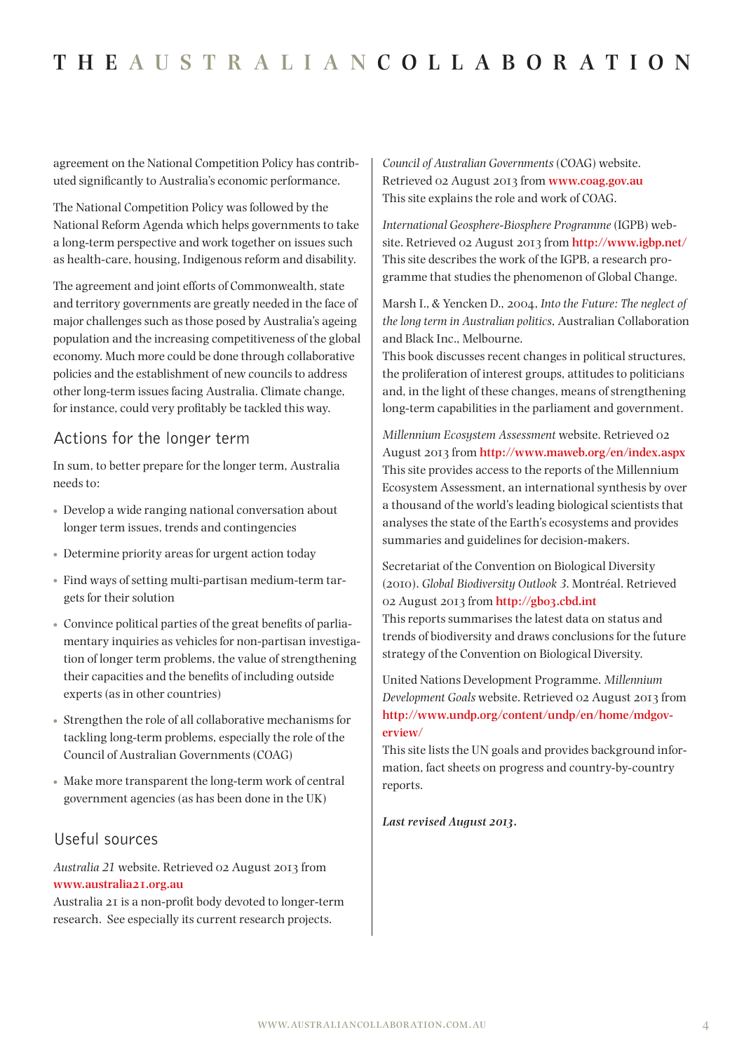agreement on the National Competition Policy has contributed significantly to Australia's economic performance.

The National Competition Policy was followed by the National Reform Agenda which helps governments to take a long-term perspective and work together on issues such as health-care, housing, Indigenous reform and disability.

The agreement and joint efforts of Commonwealth, state and territory governments are greatly needed in the face of major challenges such as those posed by Australia's ageing population and the increasing competitiveness of the global economy. Much more could be done through collaborative policies and the establishment of new councils to address other long-term issues facing Australia. Climate change, for instance, could very profitably be tackled this way.

## Actions for the longer term

In sum, to better prepare for the longer term, Australia needs to:

- Develop a wide ranging national conversation about longer term issues, trends and contingencies
- Determine priority areas for urgent action today
- Find ways of setting multi-partisan medium-term targets for their solution
- Convince political parties of the great benefits of parliamentary inquiries as vehicles for non-partisan investigation of longer term problems, the value of strengthening their capacities and the benefits of including outside experts (as in other countries)
- Strengthen the role of all collaborative mechanisms for tackling long-term problems, especially the role of the Council of Australian Governments (COAG)
- Make more transparent the long-term work of central government agencies (as has been done in the UK)

## Useful sources

*Australia 21* website. Retrieved 02 August 2013 from **www.australia21.org.au**
Australia 21 is a non-profit body devoted to longer-term research. See especially its current research projects.

*Council of Australian Governments* (COAG) website. Retrieved 02 August 2013 from **www.coag.gov.au**
This site explains the role and work of COAG.

*International Geosphere-Biosphere Programme* (IGPB) website. Retrieved 02 August 2013 from **http://www.igbp.net/**
This site describes the work of the IGPB, a research programme that studies the phenomenon of Global Change.

Marsh I., & Yencken D., 2004, *Into the Future: The neglect of the long term in Australian politics*, Australian Collaboration and Black Inc., Melbourne.
This book discusses recent changes in political structures, the proliferation of interest groups, attitudes to politicians and, in the light of these changes, means of strengthening long-term capabilities in the parliament and government.

*Millennium Ecosystem Assessment* website. Retrieved 02 August 2013 from **http://www.maweb.org/en/index.aspx**
This site provides access to the reports of the Millennium Ecosystem Assessment, an international synthesis by over a thousand of the world's leading biological scientists that analyses the state of the Earth's ecosystems and provides summaries and guidelines for decision-makers.

Secretariat of the Convention on Biological Diversity (2010). *Global Biodiversity Outlook 3*. Montréal. Retrieved 02 August 2013 from **http://gbo3.cbd.int**
This reports summarises the latest data on status and trends of biodiversity and draws conclusions for the future strategy of the Convention on Biological Diversity.

United Nations Development Programme. *Millennium Development Goals* website. Retrieved 02 August 2013 from **http://www.undp.org/content/undp/en/home/mdgoverview/**
This site lists the UN goals and provides background information, fact sheets on progress and country-by-country reports.

***Last revised August 2013.***